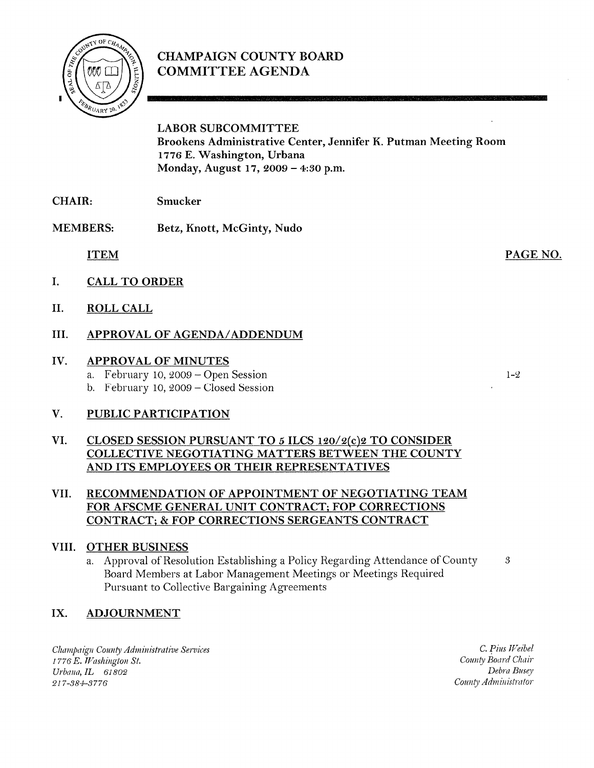# CHAMPAIGN COUNTY BOARD COMMITTEE AGENDA

**LABOR SUBCOMMITTEE**
**Brookens Administrative Center, Jennifer K. Putman Meeting Room**
**1776 E. Washington, Urbana**
**Monday, August 17, 2009 – 4:30 p.m.**

**CHAIR:** Smucker

**MEMBERS:** Betz, Knott, McGinty, Nudo

| ITEM | PAGE NO. |
|---|---|
| I. **CALL TO ORDER** | |
| II. **ROLL CALL** | |
| III. **APPROVAL OF AGENDA/ADDENDUM** | |
| IV. **APPROVAL OF MINUTES** | |
| a. February 10, 2009 – Open Session | 1-2 |
| b. February 10, 2009 – Closed Session | |
| V. **PUBLIC PARTICIPATION** | |
| VI. **CLOSED SESSION PURSUANT TO 5 ILCS 120/2(c)2 TO CONSIDER COLLECTIVE NEGOTIATING MATTERS BETWEEN THE COUNTY AND ITS EMPLOYEES OR THEIR REPRESENTATIVES** | |
| VII. **RECOMMENDATION OF APPOINTMENT OF NEGOTIATING TEAM FOR AFSCME GENERAL UNIT CONTRACT; FOP CORRECTIONS CONTRACT; & FOP CORRECTIONS SERGEANTS CONTRACT** | |
| VIII. **OTHER BUSINESS** | |
| a. Approval of Resolution Establishing a Policy Regarding Attendance of County Board Members at Labor Management Meetings or Meetings Required Pursuant to Collective Bargaining Agreements | 3 |
| IX. **ADJOURNMENT** | |

*Champaign County Administrative Services*
*1776 E. Washington St.*
*Urbana, IL 61802*
*217-384-3776*

*C. Pius Weibel*
*County Board Chair*
*Debra Busey*
*County Administrator*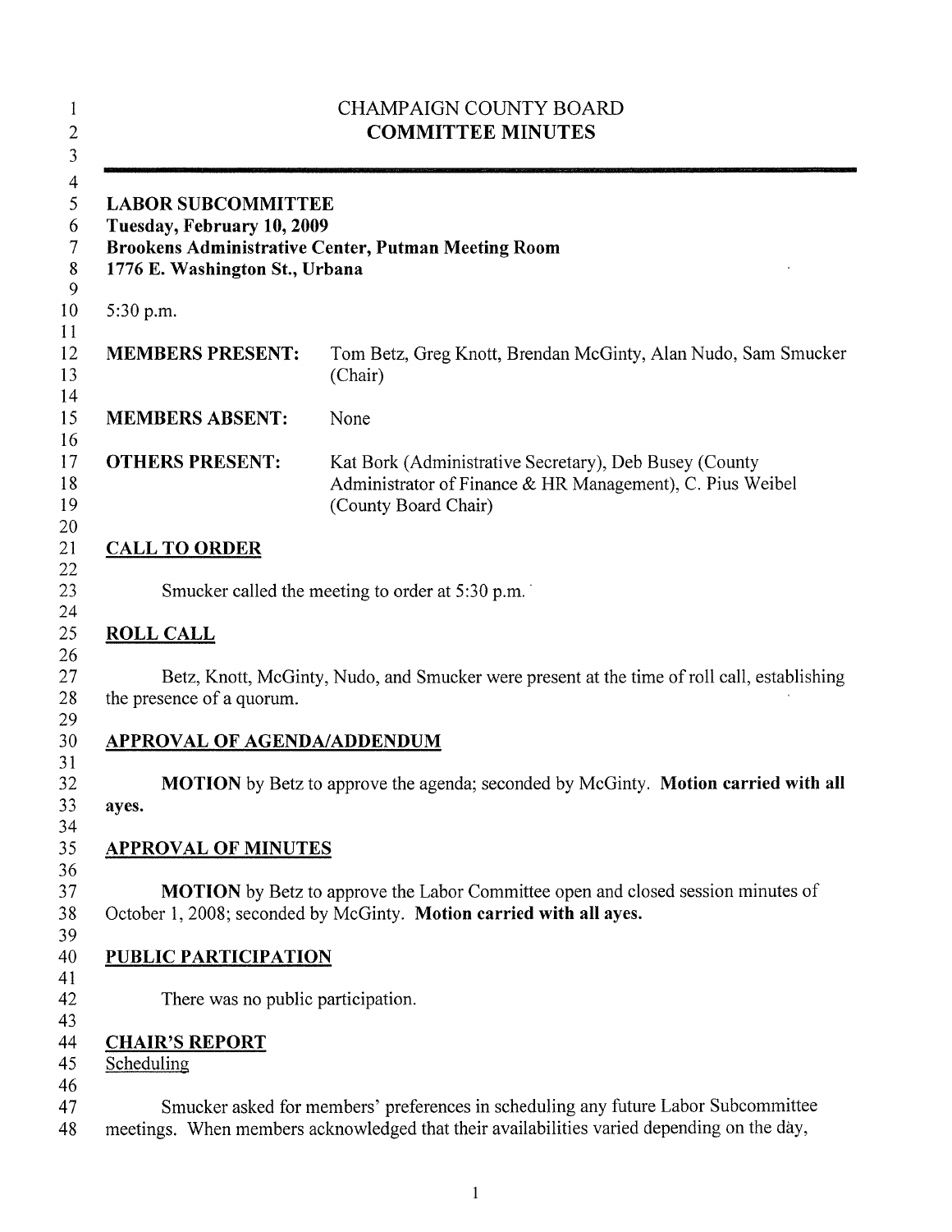CHAMPAIGN COUNTY BOARD

**COMMITTEE MINUTES**

**LABOR SUBCOMMITTEE**
**Tuesday, February 10, 2009**
**Brookens Administrative Center, Putman Meeting Room**
**1776 E. Washington St., Urbana**

5:30 p.m.

| | |
|---|---|
| **MEMBERS PRESENT:** | Tom Betz, Greg Knott, Brendan McGinty, Alan Nudo, Sam Smucker (Chair) |
| **MEMBERS ABSENT:** | None |
| **OTHERS PRESENT:** | Kat Bork (Administrative Secretary), Deb Busey (County Administrator of Finance & HR Management), C. Pius Weibel (County Board Chair) |

## CALL TO ORDER

Smucker called the meeting to order at 5:30 p.m.

## ROLL CALL

Betz, Knott, McGinty, Nudo, and Smucker were present at the time of roll call, establishing the presence of a quorum.

## APPROVAL OF AGENDA/ADDENDUM

**MOTION** by Betz to approve the agenda; seconded by McGinty. **Motion carried with all ayes.**

## APPROVAL OF MINUTES

**MOTION** by Betz to approve the Labor Committee open and closed session minutes of October 1, 2008; seconded by McGinty. **Motion carried with all ayes.**

## PUBLIC PARTICIPATION

There was no public participation.

## CHAIR'S REPORT

### Scheduling

Smucker asked for members' preferences in scheduling any future Labor Subcommittee meetings. When members acknowledged that their availabilities varied depending on the day,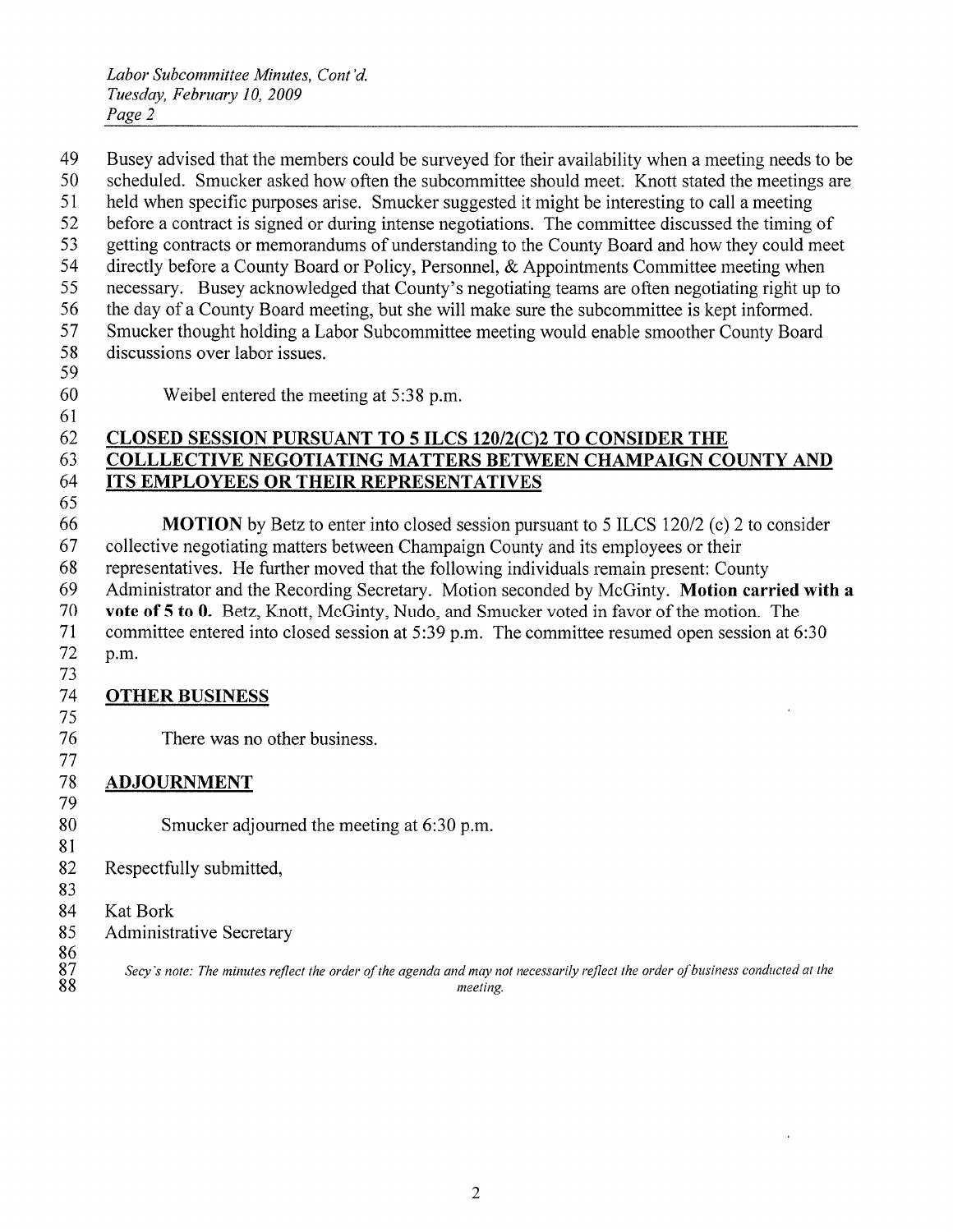Busey advised that the members could be surveyed for their availability when a meeting needs to be scheduled. Smucker asked how often the subcommittee should meet. Knott stated the meetings are held when specific purposes arise. Smucker suggested it might be interesting to call a meeting before a contract is signed or during intense negotiations. The committee discussed the timing of getting contracts or memorandums of understanding to the County Board and how they could meet directly before a County Board or Policy, Personnel, & Appointments Committee meeting when necessary. Busey acknowledged that County's negotiating teams are often negotiating right up to the day of a County Board meeting, but she will make sure the subcommittee is kept informed. Smucker thought holding a Labor Subcommittee meeting would enable smoother County Board discussions over labor issues.

Weibel entered the meeting at 5:38 p.m.

## CLOSED SESSION PURSUANT TO 5 ILCS 120/2(C)2 TO CONSIDER THE COLLLECTIVE NEGOTIATING MATTERS BETWEEN CHAMPAIGN COUNTY AND ITS EMPLOYEES OR THEIR REPRESENTATIVES

**MOTION** by Betz to enter into closed session pursuant to 5 ILCS 120/2 (c) 2 to consider collective negotiating matters between Champaign County and its employees or their representatives. He further moved that the following individuals remain present: County Administrator and the Recording Secretary. Motion seconded by McGinty. **Motion carried with a vote of 5 to 0.** Betz, Knott, McGinty, Nudo, and Smucker voted in favor of the motion. The committee entered into closed session at 5:39 p.m. The committee resumed open session at 6:30 p.m.

## OTHER BUSINESS

There was no other business.

## ADJOURNMENT

Smucker adjourned the meeting at 6:30 p.m.

Respectfully submitted,

Kat Bork
Administrative Secretary

*Secy's note: The minutes reflect the order of the agenda and may not necessarily reflect the order of business conducted at the meeting.*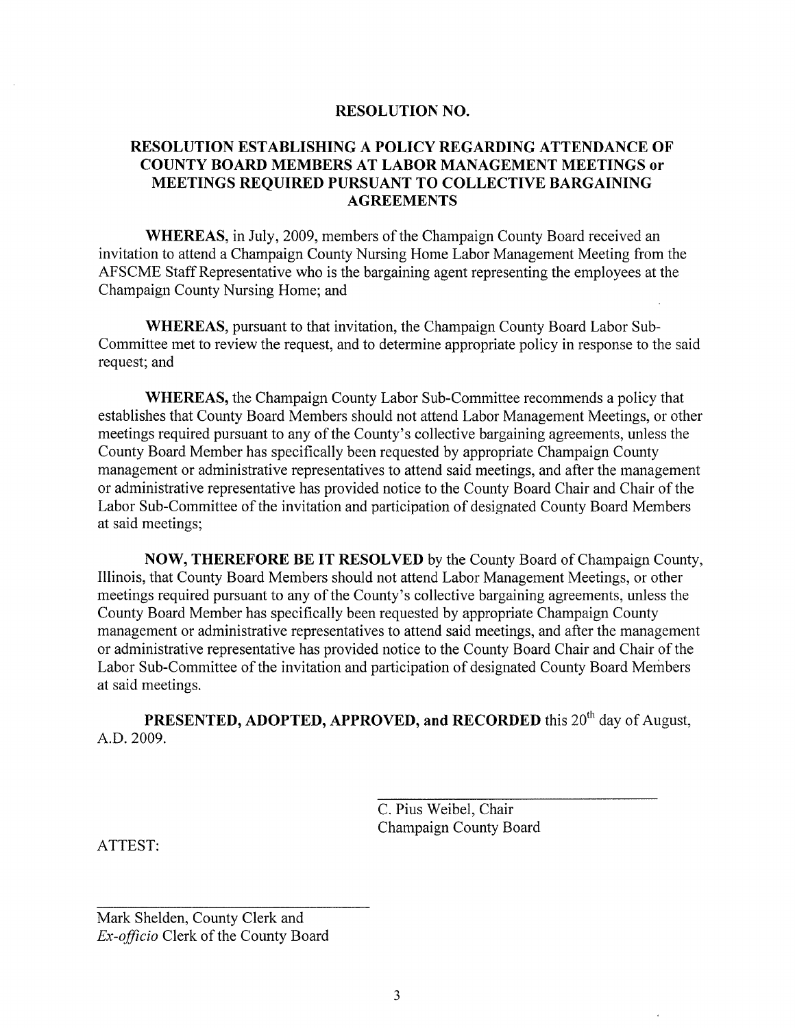**RESOLUTION NO.**

**RESOLUTION ESTABLISHING A POLICY REGARDING ATTENDANCE OF COUNTY BOARD MEMBERS AT LABOR MANAGEMENT MEETINGS or MEETINGS REQUIRED PURSUANT TO COLLECTIVE BARGAINING AGREEMENTS**

**WHEREAS,** in July, 2009, members of the Champaign County Board received an invitation to attend a Champaign County Nursing Home Labor Management Meeting from the AFSCME Staff Representative who is the bargaining agent representing the employees at the Champaign County Nursing Home; and

**WHEREAS,** pursuant to that invitation, the Champaign County Board Labor Sub-Committee met to review the request, and to determine appropriate policy in response to the said request; and

**WHEREAS,** the Champaign County Labor Sub-Committee recommends a policy that establishes that County Board Members should not attend Labor Management Meetings, or other meetings required pursuant to any of the County's collective bargaining agreements, unless the County Board Member has specifically been requested by appropriate Champaign County management or administrative representatives to attend said meetings, and after the management or administrative representative has provided notice to the County Board Chair and Chair of the Labor Sub-Committee of the invitation and participation of designated County Board Members at said meetings;

**NOW, THEREFORE BE IT RESOLVED** by the County Board of Champaign County, Illinois, that County Board Members should not attend Labor Management Meetings, or other meetings required pursuant to any of the County's collective bargaining agreements, unless the County Board Member has specifically been requested by appropriate Champaign County management or administrative representatives to attend said meetings, and after the management or administrative representative has provided notice to the County Board Chair and Chair of the Labor Sub-Committee of the invitation and participation of designated County Board Members at said meetings.

**PRESENTED, ADOPTED, APPROVED, and RECORDED** this 20th day of August, A.D. 2009.

\_\_\_\_\_\_\_\_\_\_\_\_\_\_\_\_\_\_\_\_\_\_\_\_\_\_\_\_\_\_\_\_\_\_\_\_

C. Pius Weibel, Chair
Champaign County Board

ATTEST:

\_\_\_\_\_\_\_\_\_\_\_\_\_\_\_\_\_\_\_\_\_\_\_\_\_\_\_\_\_\_\_\_\_\_\_\_

Mark Shelden, County Clerk and
*Ex-officio* Clerk of the County Board